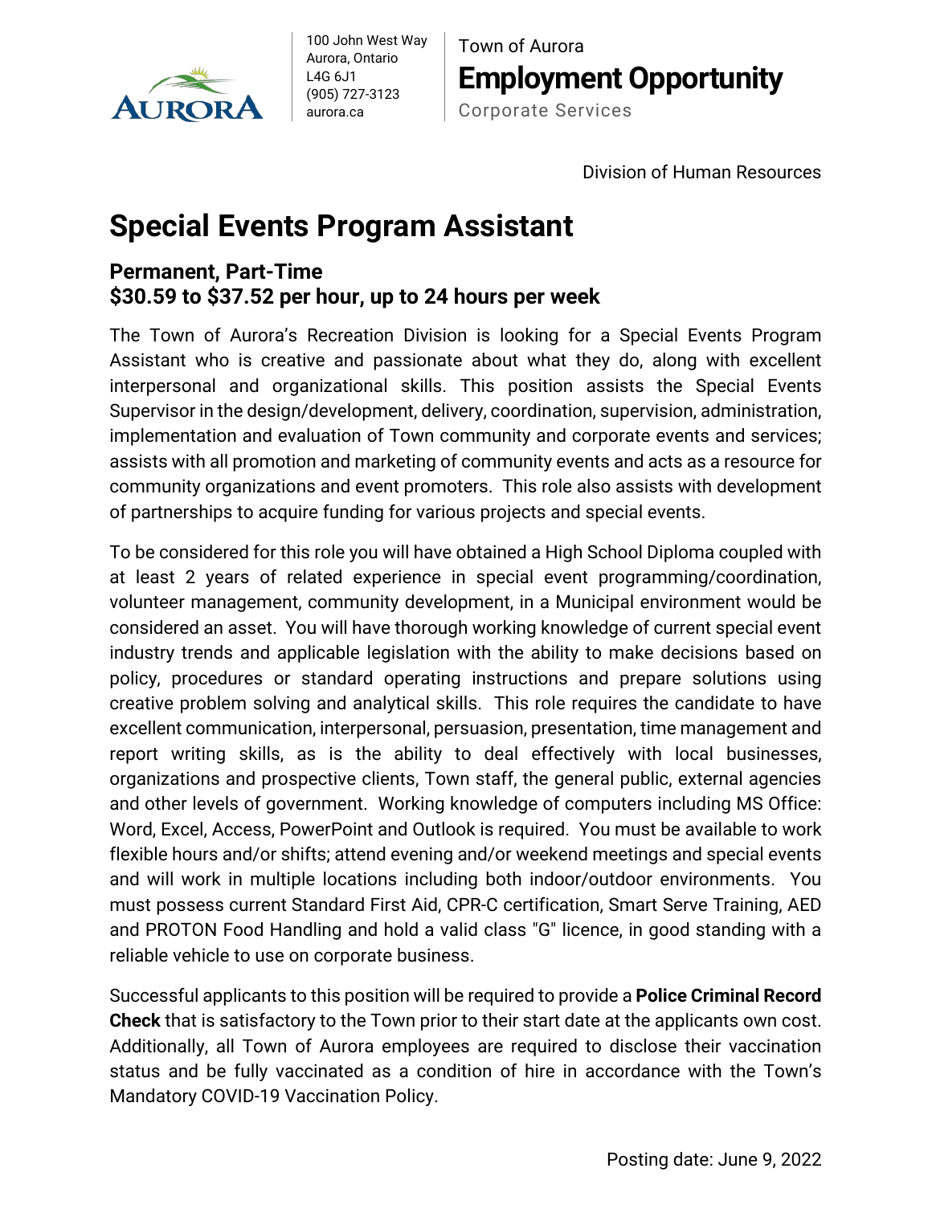100 John West Way
Aurora, Ontario
L4G 6J1
(905) 727-3123
aurora.ca

Town of Aurora

**Employment Opportunity**

Corporate Services

Division of Human Resources

# Special Events Program Assistant

### Permanent, Part-Time
### $30.59 to $37.52 per hour, up to 24 hours per week

The Town of Aurora's Recreation Division is looking for a Special Events Program Assistant who is creative and passionate about what they do, along with excellent interpersonal and organizational skills. This position assists the Special Events Supervisor in the design/development, delivery, coordination, supervision, administration, implementation and evaluation of Town community and corporate events and services; assists with all promotion and marketing of community events and acts as a resource for community organizations and event promoters. This role also assists with development of partnerships to acquire funding for various projects and special events.

To be considered for this role you will have obtained a High School Diploma coupled with at least 2 years of related experience in special event programming/coordination, volunteer management, community development, in a Municipal environment would be considered an asset. You will have thorough working knowledge of current special event industry trends and applicable legislation with the ability to make decisions based on policy, procedures or standard operating instructions and prepare solutions using creative problem solving and analytical skills. This role requires the candidate to have excellent communication, interpersonal, persuasion, presentation, time management and report writing skills, as is the ability to deal effectively with local businesses, organizations and prospective clients, Town staff, the general public, external agencies and other levels of government. Working knowledge of computers including MS Office: Word, Excel, Access, PowerPoint and Outlook is required. You must be available to work flexible hours and/or shifts; attend evening and/or weekend meetings and special events and will work in multiple locations including both indoor/outdoor environments. You must possess current Standard First Aid, CPR-C certification, Smart Serve Training, AED and PROTON Food Handling and hold a valid class "G" licence, in good standing with a reliable vehicle to use on corporate business.

Successful applicants to this position will be required to provide a **Police Criminal Record Check** that is satisfactory to the Town prior to their start date at the applicants own cost. Additionally, all Town of Aurora employees are required to disclose their vaccination status and be fully vaccinated as a condition of hire in accordance with the Town's Mandatory COVID-19 Vaccination Policy.

Posting date: June 9, 2022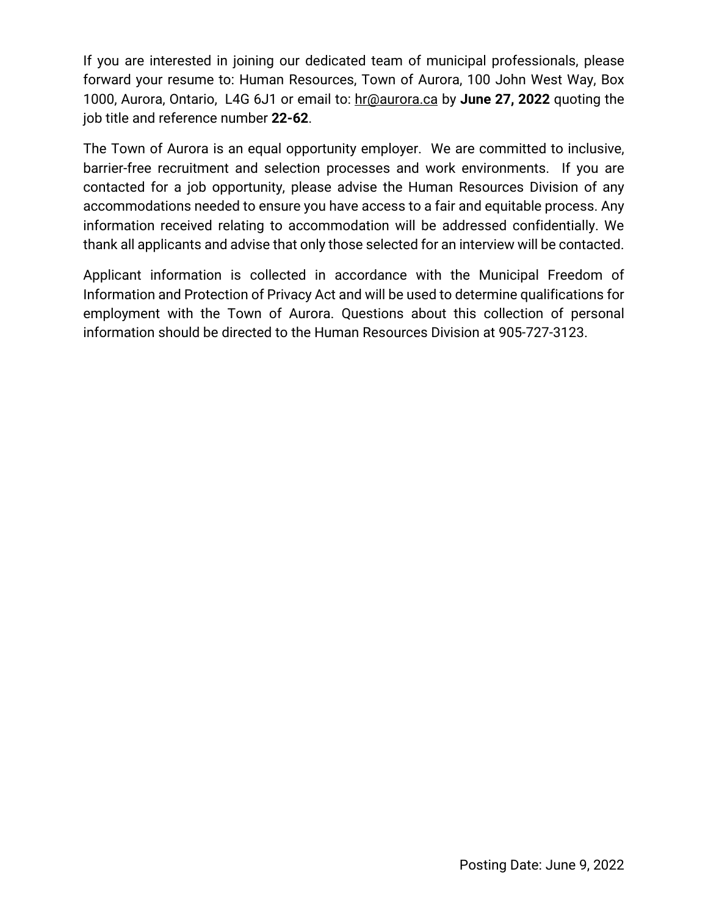If you are interested in joining our dedicated team of municipal professionals, please forward your resume to: Human Resources, Town of Aurora, 100 John West Way, Box 1000, Aurora, Ontario, L4G 6J1 or email to: hr@aurora.ca by **June 27, 2022** quoting the job title and reference number **22-62**.

The Town of Aurora is an equal opportunity employer. We are committed to inclusive, barrier-free recruitment and selection processes and work environments. If you are contacted for a job opportunity, please advise the Human Resources Division of any accommodations needed to ensure you have access to a fair and equitable process. Any information received relating to accommodation will be addressed confidentially. We thank all applicants and advise that only those selected for an interview will be contacted.

Applicant information is collected in accordance with the Municipal Freedom of Information and Protection of Privacy Act and will be used to determine qualifications for employment with the Town of Aurora. Questions about this collection of personal information should be directed to the Human Resources Division at 905-727-3123.

Posting Date: June 9, 2022